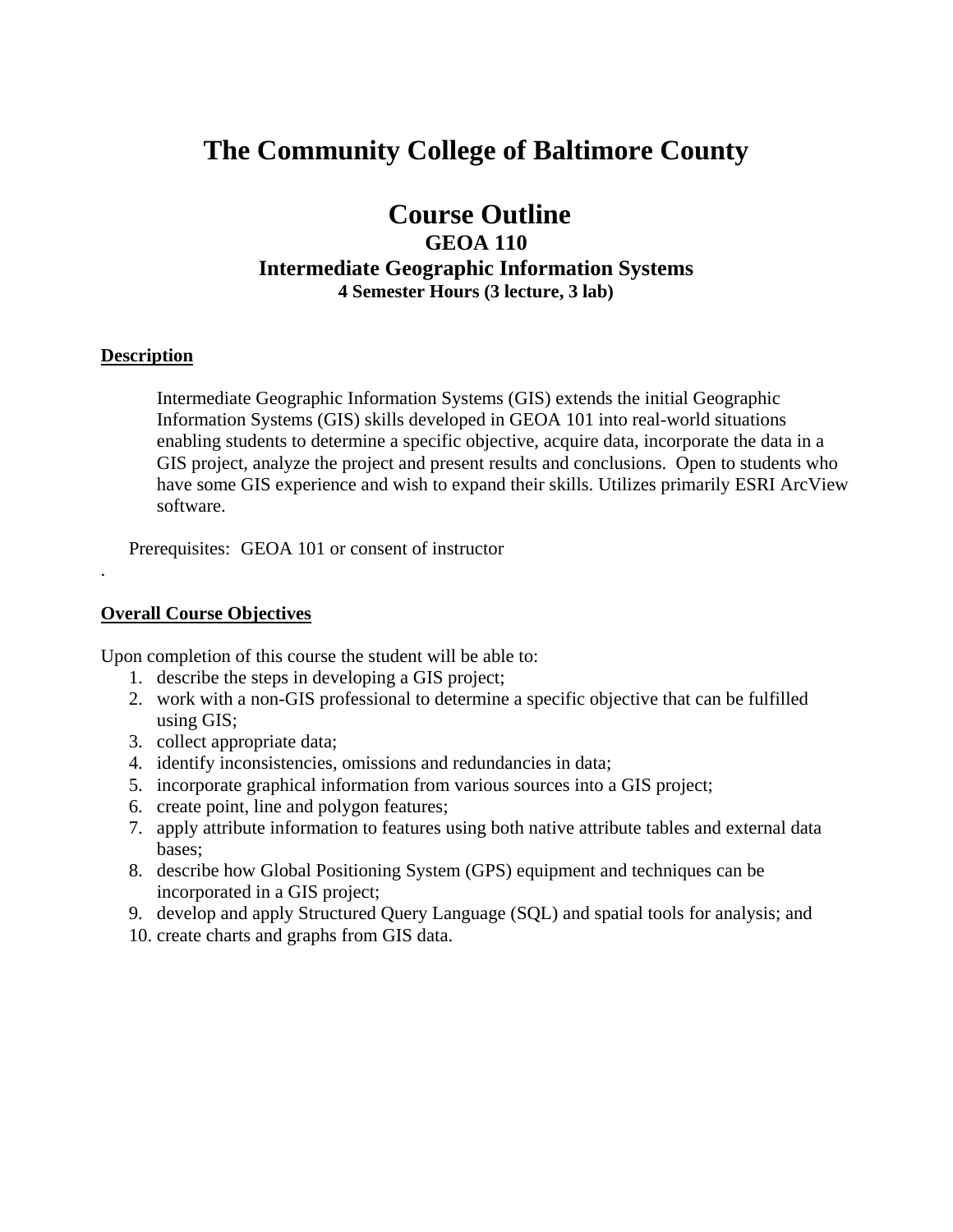# The Community College of Baltimore County

## Course Outline

### GEOA 110

### Intermediate Geographic Information Systems

**4 Semester Hours (3 lecture, 3 lab)**

**Description**

Intermediate Geographic Information Systems (GIS) extends the initial Geographic Information Systems (GIS) skills developed in GEOA 101 into real-world situations enabling students to determine a specific objective, acquire data, incorporate the data in a GIS project, analyze the project and present results and conclusions. Open to students who have some GIS experience and wish to expand their skills. Utilizes primarily ESRI ArcView software.

Prerequisites: GEOA 101 or consent of instructor

.

**Overall Course Objectives**

Upon completion of this course the student will be able to:

1. describe the steps in developing a GIS project;
2. work with a non-GIS professional to determine a specific objective that can be fulfilled using GIS;
3. collect appropriate data;
4. identify inconsistencies, omissions and redundancies in data;
5. incorporate graphical information from various sources into a GIS project;
6. create point, line and polygon features;
7. apply attribute information to features using both native attribute tables and external data bases;
8. describe how Global Positioning System (GPS) equipment and techniques can be incorporated in a GIS project;
9. develop and apply Structured Query Language (SQL) and spatial tools for analysis; and
10. create charts and graphs from GIS data.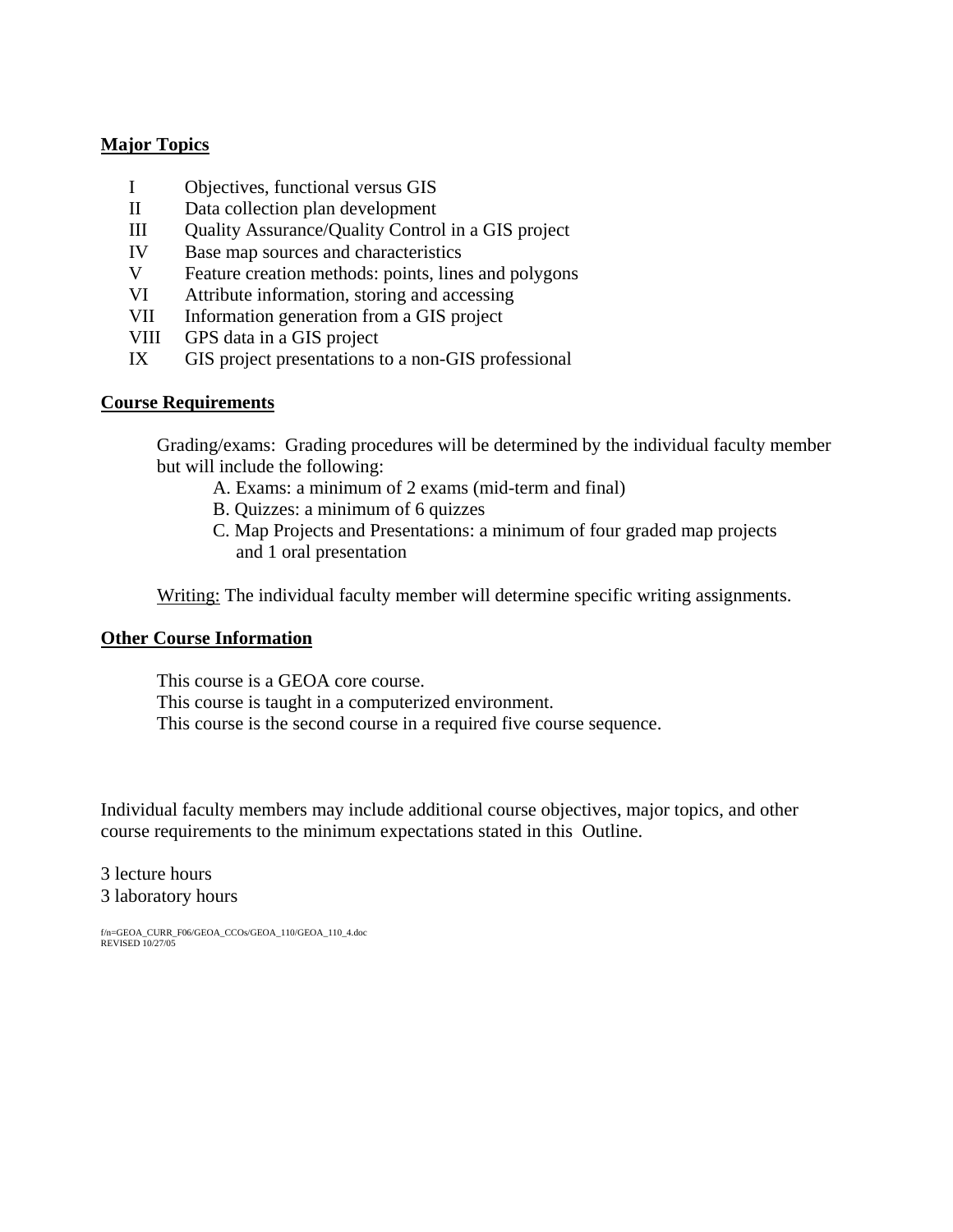**Major Topics**

I Objectives, functional versus GIS
II Data collection plan development
III Quality Assurance/Quality Control in a GIS project
IV Base map sources and characteristics
V Feature creation methods: points, lines and polygons
VI Attribute information, storing and accessing
VII Information generation from a GIS project
VIII GPS data in a GIS project
IX GIS project presentations to a non-GIS professional

**Course Requirements**

Grading/exams: Grading procedures will be determined by the individual faculty member but will include the following:

A. Exams: a minimum of 2 exams (mid-term and final)
B. Quizzes: a minimum of 6 quizzes
C. Map Projects and Presentations: a minimum of four graded map projects and 1 oral presentation

Writing: The individual faculty member will determine specific writing assignments.

**Other Course Information**

This course is a GEOA core course.
This course is taught in a computerized environment.
This course is the second course in a required five course sequence.

Individual faculty members may include additional course objectives, major topics, and other course requirements to the minimum expectations stated in this Outline.

3 lecture hours
3 laboratory hours

f/n=GEOA_CURR_F06/GEOA_CCOs/GEOA_110/GEOA_110_4.doc
REVISED 10/27/05